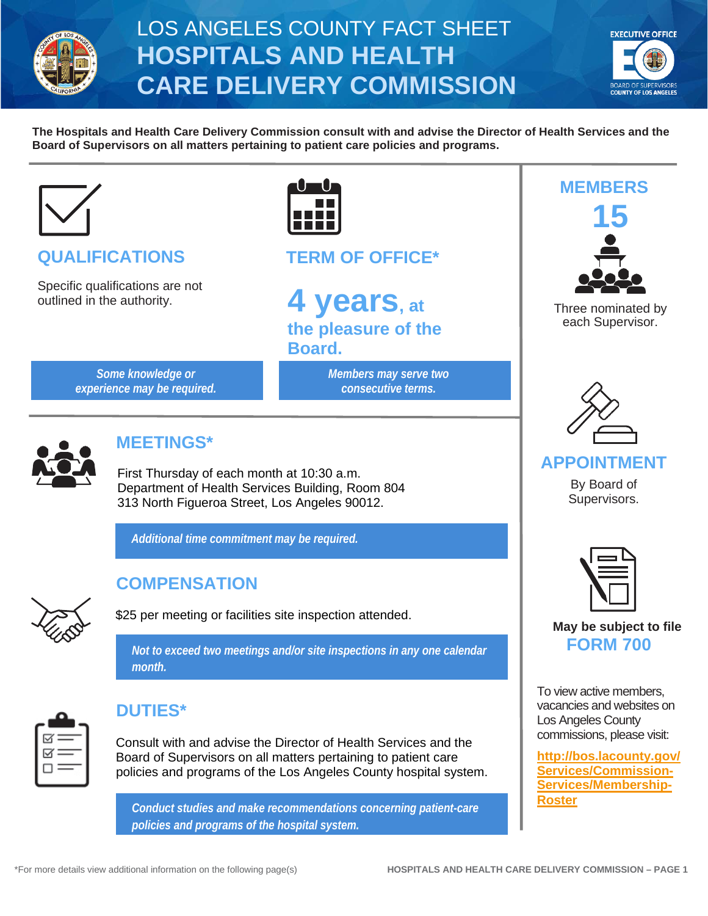# LOS ANGELES COUNTY FACT SHEET
# HOSPITALS AND HEALTH CARE DELIVERY COMMISSION

EXECUTIVE OFFICE
BOARD OF SUPERVISORS
COUNTY OF LOS ANGELES

**The Hospitals and Health Care Delivery Commission consult with and advise the Director of Health Services and the Board of Supervisors on all matters pertaining to patient care policies and programs.**

## QUALIFICATIONS

Specific qualifications are not outlined in the authority.

*Some knowledge or experience may be required.*

## TERM OF OFFICE*

**4 years, at the pleasure of the Board.**

*Members may serve two consecutive terms.*

## MEETINGS*

First Thursday of each month at 10:30 a.m.
Department of Health Services Building, Room 804
313 North Figueroa Street, Los Angeles 90012.

*Additional time commitment may be required.*

## COMPENSATION

$25 per meeting or facilities site inspection attended.

*Not to exceed two meetings and/or site inspections in any one calendar month.*

## DUTIES*

Consult with and advise the Director of Health Services and the Board of Supervisors on all matters pertaining to patient care policies and programs of the Los Angeles County hospital system.

*Conduct studies and make recommendations concerning patient-care policies and programs of the hospital system.*

## MEMBERS

**15**

Three nominated by each Supervisor.

## APPOINTMENT

By Board of Supervisors.

**May be subject to file FORM 700**

To view active members, vacancies and websites on Los Angeles County commissions, please visit:

[http://bos.lacounty.gov/Services/Commission-Services/Membership-Roster](http://bos.lacounty.gov/Services/Commission-Services/Membership-Roster)

*For more details view additional information on the following page(s)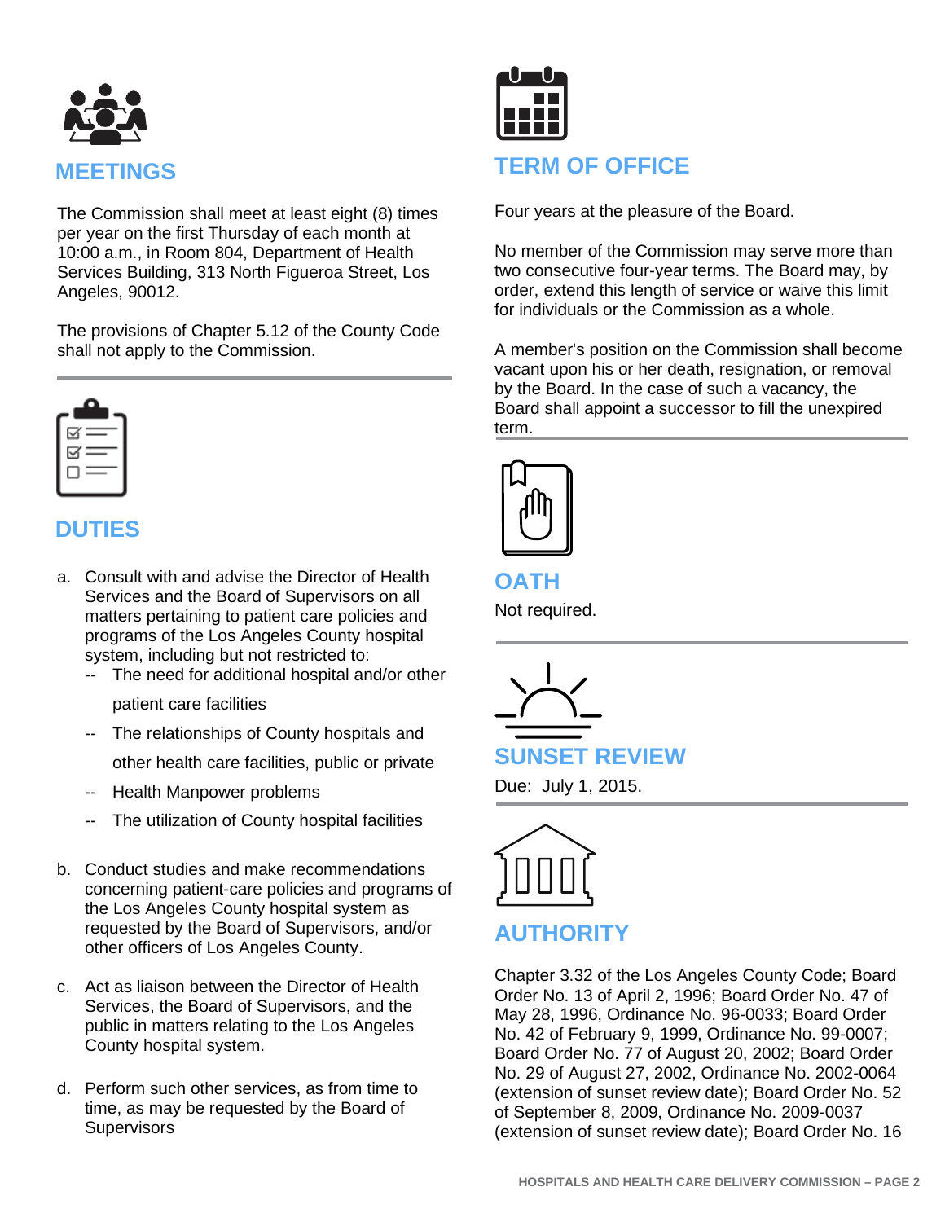## MEETINGS

The Commission shall meet at least eight (8) times per year on the first Thursday of each month at 10:00 a.m., in Room 804, Department of Health Services Building, 313 North Figueroa Street, Los Angeles, 90012.

The provisions of Chapter 5.12 of the County Code shall not apply to the Commission.

## DUTIES

a. Consult with and advise the Director of Health Services and the Board of Supervisors on all matters pertaining to patient care policies and programs of the Los Angeles County hospital system, including but not restricted to:
   - The need for additional hospital and/or other patient care facilities
   - The relationships of County hospitals and other health care facilities, public or private
   - Health Manpower problems
   - The utilization of County hospital facilities

b. Conduct studies and make recommendations concerning patient-care policies and programs of the Los Angeles County hospital system as requested by the Board of Supervisors, and/or other officers of Los Angeles County.

c. Act as liaison between the Director of Health Services, the Board of Supervisors, and the public in matters relating to the Los Angeles County hospital system.

d. Perform such other services, as from time to time, as may be requested by the Board of Supervisors

## TERM OF OFFICE

Four years at the pleasure of the Board.

No member of the Commission may serve more than two consecutive four-year terms. The Board may, by order, extend this length of service or waive this limit for individuals or the Commission as a whole.

A member's position on the Commission shall become vacant upon his or her death, resignation, or removal by the Board. In the case of such a vacancy, the Board shall appoint a successor to fill the unexpired term.

## OATH

Not required.

## SUNSET REVIEW

Due: July 1, 2015.

## AUTHORITY

Chapter 3.32 of the Los Angeles County Code; Board Order No. 13 of April 2, 1996; Board Order No. 47 of May 28, 1996, Ordinance No. 96-0033; Board Order No. 42 of February 9, 1999, Ordinance No. 99-0007; Board Order No. 77 of August 20, 2002; Board Order No. 29 of August 27, 2002, Ordinance No. 2002-0064 (extension of sunset review date); Board Order No. 52 of September 8, 2009, Ordinance No. 2009-0037 (extension of sunset review date); Board Order No. 16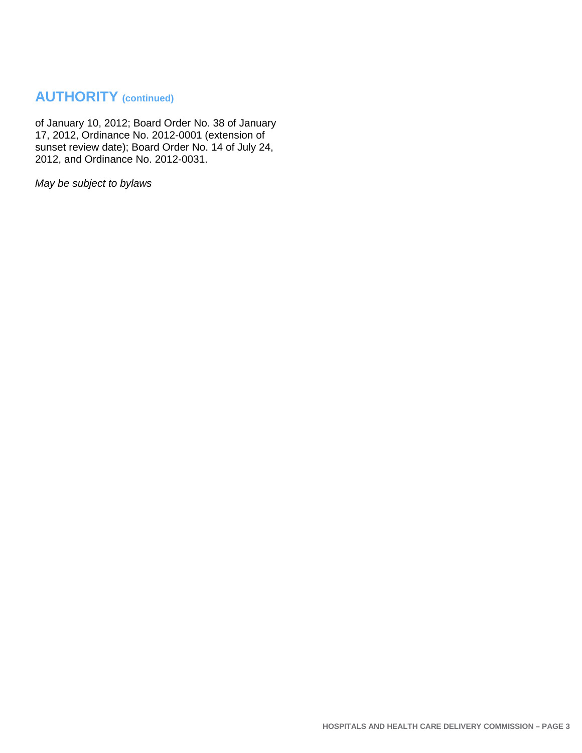## AUTHORITY (continued)

of January 10, 2012; Board Order No. 38 of January 17, 2012, Ordinance No. 2012-0001 (extension of sunset review date); Board Order No. 14 of July 24, 2012, and Ordinance No. 2012-0031.

*May be subject to bylaws*